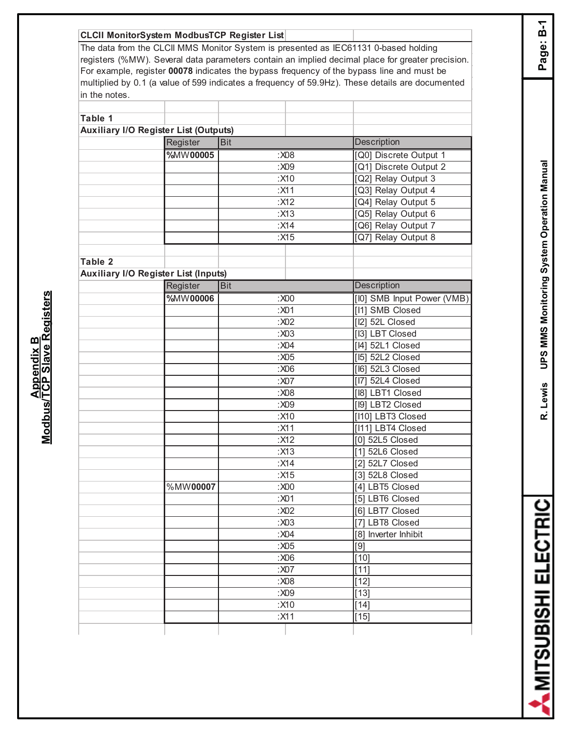## Appendix B
## Modbus/TCP Slave Registers

### CLCII MonitorSystem ModbusTCP Register List

The data from the CLCII MMS Monitor System is presented as IEC61131 0-based holding registers (%MW). Several data parameters contain an implied decimal place for greater precision. For example, register **00078** indicates the bypass frequency of the bypass line and must be multiplied by 0.1 (a value of 599 indicates a frequency of 59.9Hz). These details are documented in the notes.

**Table 1**
**Auxiliary I/O Register List (Outputs)**

| Register | Bit | Description |
|---|---|---|
| %MW**00005** | :X08 | [Q0] Discrete Output 1 |
| | :X09 | [Q1] Discrete Output 2 |
| | :X10 | [Q2] Relay Output 3 |
| | :X11 | [Q3] Relay Output 4 |
| | :X12 | [Q4] Relay Output 5 |
| | :X13 | [Q5] Relay Output 6 |
| | :X14 | [Q6] Relay Output 7 |
| | :X15 | [Q7] Relay Output 8 |

**Table 2**
**Auxiliary I/O Register List (Inputs)**

| Register | Bit | Description |
|---|---|---|
| %MW**00006** | :X00 | [I0] SMB Input Power (VMB) |
| | :X01 | [I1] SMB Closed |
| | :X02 | [I2] 52L Closed |
| | :X03 | [I3] LBT Closed |
| | :X04 | [I4] 52L1 Closed |
| | :X05 | [I5] 52L2 Closed |
| | :X06 | [I6] 52L3 Closed |
| | :X07 | [I7] 52L4 Closed |
| | :X08 | [I8] LBT1 Closed |
| | :X09 | [I9] LBT2 Closed |
| | :X10 | [I10] LBT3 Closed |
| | :X11 | [I11] LBT4 Closed |
| | :X12 | [0] 52L5 Closed |
| | :X13 | [1] 52L6 Closed |
| | :X14 | [2] 52L7 Closed |
| | :X15 | [3] 52L8 Closed |
| %MW**00007** | :X00 | [4] LBT5 Closed |
| | :X01 | [5] LBT6 Closed |
| | :X02 | [6] LBT7 Closed |
| | :X03 | [7] LBT8 Closed |
| | :X04 | [8] Inverter Inhibit |
| | :X05 | [9] |
| | :X06 | [10] |
| | :X07 | [11] |
| | :X08 | [12] |
| | :X09 | [13] |
| | :X10 | [14] |
| | :X11 | [15] |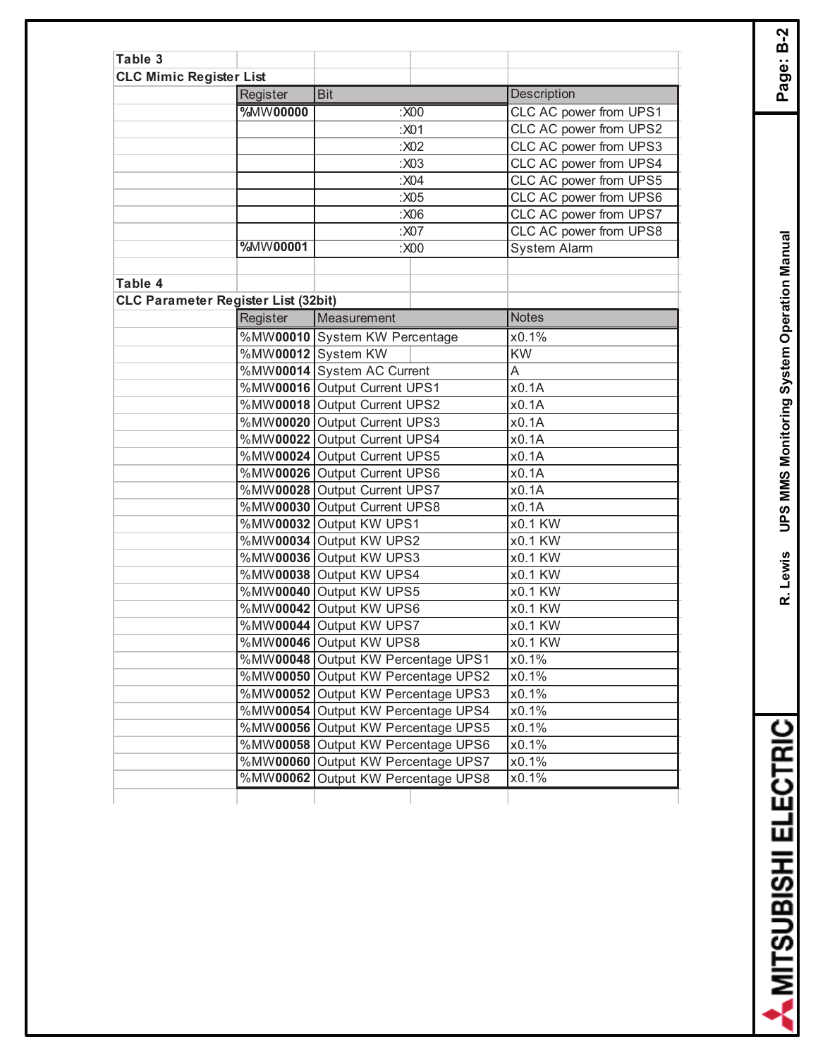**Table 3**

**CLC Mimic Register List**

| Register | Bit | Description |
|---|---|---|
| %MW**00000** | :X00 | CLC AC power from UPS1 |
| | :X01 | CLC AC power from UPS2 |
| | :X02 | CLC AC power from UPS3 |
| | :X03 | CLC AC power from UPS4 |
| | :X04 | CLC AC power from UPS5 |
| | :X05 | CLC AC power from UPS6 |
| | :X06 | CLC AC power from UPS7 |
| | :X07 | CLC AC power from UPS8 |
| %MW**00001** | :X00 | System Alarm |

**Table 4**

**CLC Parameter Register List (32bit)**

| Register | Measurement | Notes |
|---|---|---|
| %MW**00010** | System KW Percentage | x0.1% |
| %MW**00012** | System KW | KW |
| %MW**00014** | System AC Current | A |
| %MW**00016** | Output Current UPS1 | x0.1A |
| %MW**00018** | Output Current UPS2 | x0.1A |
| %MW**00020** | Output Current UPS3 | x0.1A |
| %MW**00022** | Output Current UPS4 | x0.1A |
| %MW**00024** | Output Current UPS5 | x0.1A |
| %MW**00026** | Output Current UPS6 | x0.1A |
| %MW**00028** | Output Current UPS7 | x0.1A |
| %MW**00030** | Output Current UPS8 | x0.1A |
| %MW**00032** | Output KW UPS1 | x0.1 KW |
| %MW**00034** | Output KW UPS2 | x0.1 KW |
| %MW**00036** | Output KW UPS3 | x0.1 KW |
| %MW**00038** | Output KW UPS4 | x0.1 KW |
| %MW**00040** | Output KW UPS5 | x0.1 KW |
| %MW**00042** | Output KW UPS6 | x0.1 KW |
| %MW**00044** | Output KW UPS7 | x0.1 KW |
| %MW**00046** | Output KW UPS8 | x0.1 KW |
| %MW**00048** | Output KW Percentage UPS1 | x0.1% |
| %MW**00050** | Output KW Percentage UPS2 | x0.1% |
| %MW**00052** | Output KW Percentage UPS3 | x0.1% |
| %MW**00054** | Output KW Percentage UPS4 | x0.1% |
| %MW**00056** | Output KW Percentage UPS5 | x0.1% |
| %MW**00058** | Output KW Percentage UPS6 | x0.1% |
| %MW**00060** | Output KW Percentage UPS7 | x0.1% |
| %MW**00062** | Output KW Percentage UPS8 | x0.1% |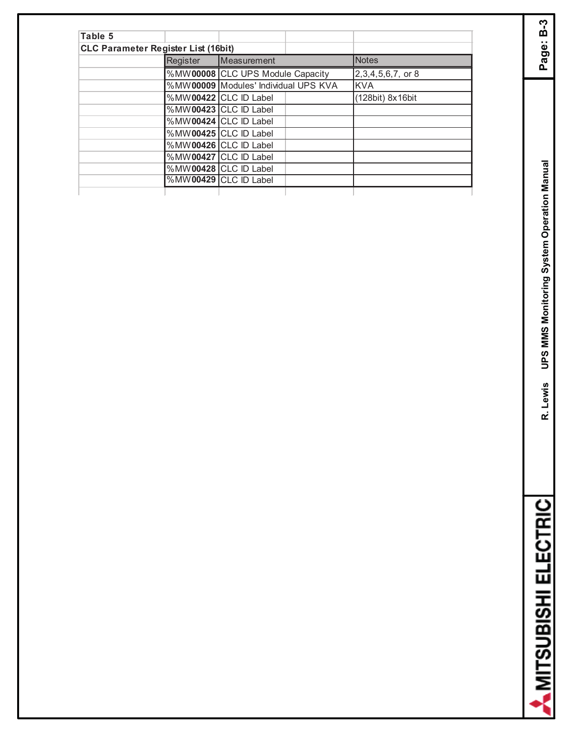**Table 5**

**CLC Parameter Register List (16bit)**

| Register | Measurement | Notes |
|---|---|---|
| %MW**00008** | CLC UPS Module Capacity | 2,3,4,5,6,7, or 8 |
| %MW**00009** | Modules' Individual UPS KVA | KVA |
| %MW**00422** | CLC ID Label | (128bit) 8x16bit |
| %MW**00423** | CLC ID Label | |
| %MW**00424** | CLC ID Label | |
| %MW**00425** | CLC ID Label | |
| %MW**00426** | CLC ID Label | |
| %MW**00427** | CLC ID Label | |
| %MW**00428** | CLC ID Label | |
| %MW**00429** | CLC ID Label | |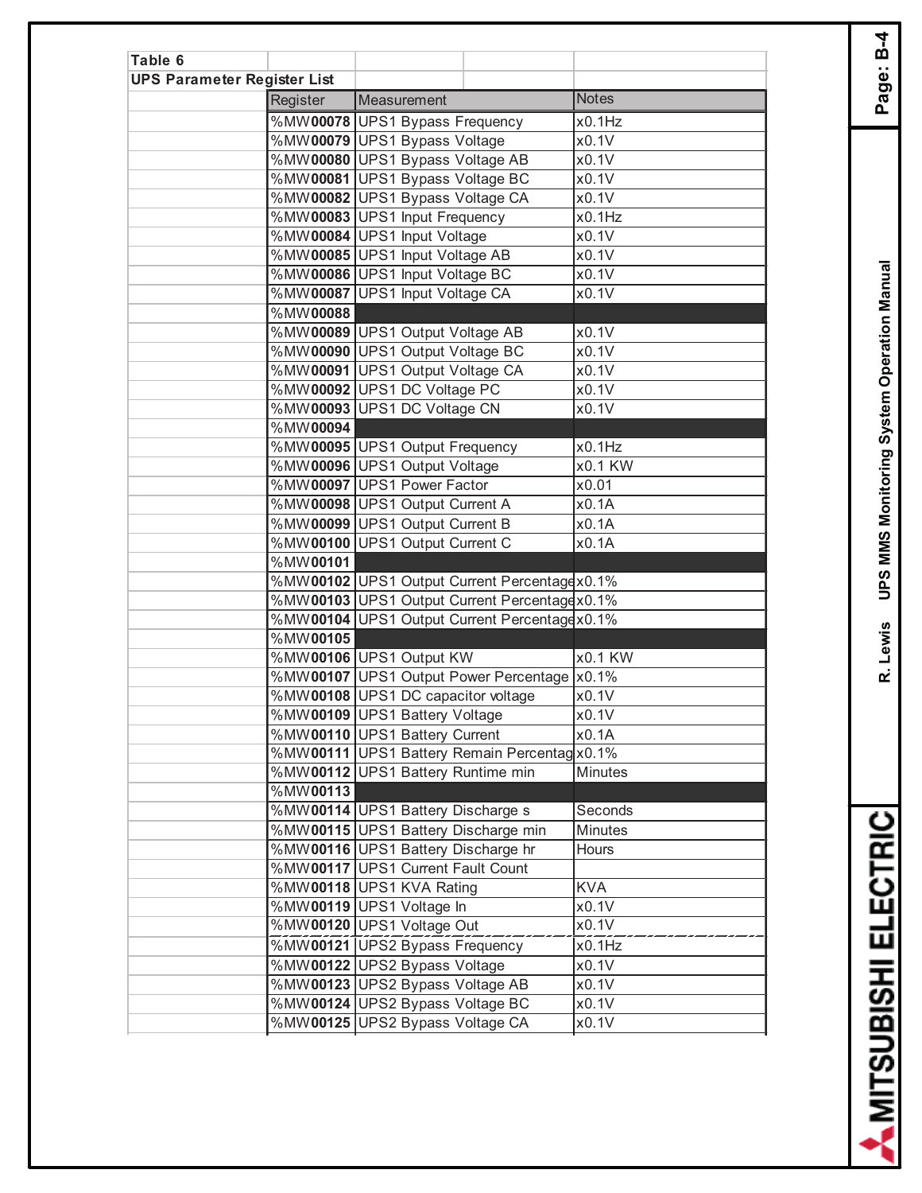**Table 6**

**UPS Parameter Register List**

| Register | Measurement | Notes |
|---|---|---|
| %MW**00078** | UPS1 Bypass Frequency | x0.1Hz |
| %MW**00079** | UPS1 Bypass Voltage | x0.1V |
| %MW**00080** | UPS1 Bypass Voltage AB | x0.1V |
| %MW**00081** | UPS1 Bypass Voltage BC | x0.1V |
| %MW**00082** | UPS1 Bypass Voltage CA | x0.1V |
| %MW**00083** | UPS1 Input Frequency | x0.1Hz |
| %MW**00084** | UPS1 Input Voltage | x0.1V |
| %MW**00085** | UPS1 Input Voltage AB | x0.1V |
| %MW**00086** | UPS1 Input Voltage BC | x0.1V |
| %MW**00087** | UPS1 Input Voltage CA | x0.1V |
| %MW**00088** | | |
| %MW**00089** | UPS1 Output Voltage AB | x0.1V |
| %MW**00090** | UPS1 Output Voltage BC | x0.1V |
| %MW**00091** | UPS1 Output Voltage CA | x0.1V |
| %MW**00092** | UPS1 DC Voltage PC | x0.1V |
| %MW**00093** | UPS1 DC Voltage CN | x0.1V |
| %MW**00094** | | |
| %MW**00095** | UPS1 Output Frequency | x0.1Hz |
| %MW**00096** | UPS1 Output Voltage | x0.1 KW |
| %MW**00097** | UPS1 Power Factor | x0.01 |
| %MW**00098** | UPS1 Output Current A | x0.1A |
| %MW**00099** | UPS1 Output Current B | x0.1A |
| %MW**00100** | UPS1 Output Current C | x0.1A |
| %MW**00101** | | |
| %MW**00102** | UPS1 Output Current Percentage | x0.1% |
| %MW**00103** | UPS1 Output Current Percentage | x0.1% |
| %MW**00104** | UPS1 Output Current Percentage | x0.1% |
| %MW**00105** | | |
| %MW**00106** | UPS1 Output KW | x0.1 KW |
| %MW**00107** | UPS1 Output Power Percentage | x0.1% |
| %MW**00108** | UPS1 DC capacitor voltage | x0.1V |
| %MW**00109** | UPS1 Battery Voltage | x0.1V |
| %MW**00110** | UPS1 Battery Current | x0.1A |
| %MW**00111** | UPS1 Battery Remain Percentag | x0.1% |
| %MW**00112** | UPS1 Battery Runtime min | Minutes |
| %MW**00113** | | |
| %MW**00114** | UPS1 Battery Discharge s | Seconds |
| %MW**00115** | UPS1 Battery Discharge min | Minutes |
| %MW**00116** | UPS1 Battery Discharge hr | Hours |
| %MW**00117** | UPS1 Current Fault Count | |
| %MW**00118** | UPS1 KVA Rating | KVA |
| %MW**00119** | UPS1 Voltage In | x0.1V |
| %MW**00120** | UPS1 Voltage Out | x0.1V |
| %MW**00121** | UPS2 Bypass Frequency | x0.1Hz |
| %MW**00122** | UPS2 Bypass Voltage | x0.1V |
| %MW**00123** | UPS2 Bypass Voltage AB | x0.1V |
| %MW**00124** | UPS2 Bypass Voltage BC | x0.1V |
| %MW**00125** | UPS2 Bypass Voltage CA | x0.1V |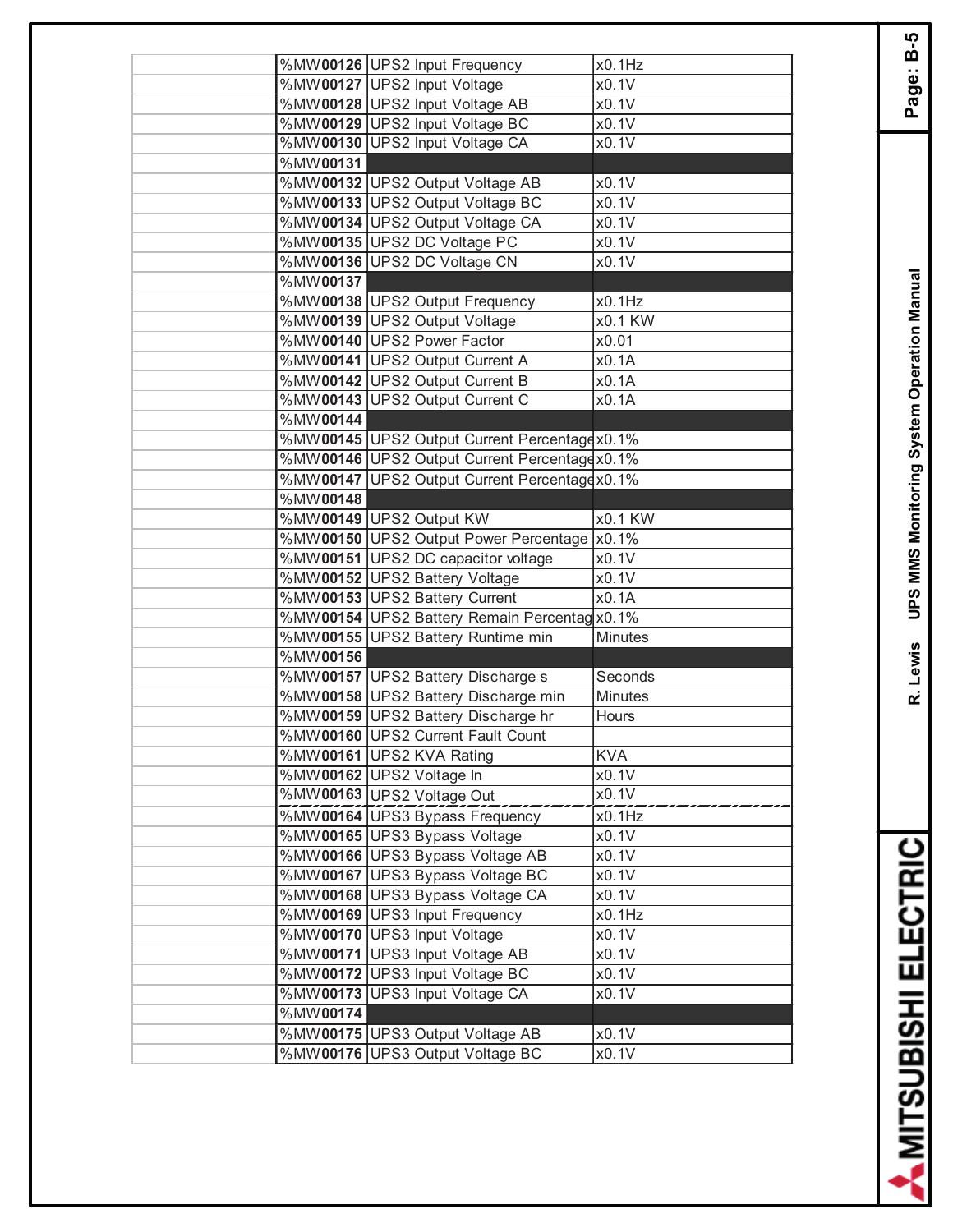| | | | |
|---|---|---|---|
| | %MW**00126** | UPS2 Input Frequency | x0.1Hz |
| | %MW**00127** | UPS2 Input Voltage | x0.1V |
| | %MW**00128** | UPS2 Input Voltage AB | x0.1V |
| | %MW**00129** | UPS2 Input Voltage BC | x0.1V |
| | %MW**00130** | UPS2 Input Voltage CA | x0.1V |
| | %MW**00131** | | |
| | %MW**00132** | UPS2 Output Voltage AB | x0.1V |
| | %MW**00133** | UPS2 Output Voltage BC | x0.1V |
| | %MW**00134** | UPS2 Output Voltage CA | x0.1V |
| | %MW**00135** | UPS2 DC Voltage PC | x0.1V |
| | %MW**00136** | UPS2 DC Voltage CN | x0.1V |
| | %MW**00137** | | |
| | %MW**00138** | UPS2 Output Frequency | x0.1Hz |
| | %MW**00139** | UPS2 Output Voltage | x0.1 KW |
| | %MW**00140** | UPS2 Power Factor | x0.01 |
| | %MW**00141** | UPS2 Output Current A | x0.1A |
| | %MW**00142** | UPS2 Output Current B | x0.1A |
| | %MW**00143** | UPS2 Output Current C | x0.1A |
| | %MW**00144** | | |
| | %MW**00145** | UPS2 Output Current Percentage | x0.1% |
| | %MW**00146** | UPS2 Output Current Percentage | x0.1% |
| | %MW**00147** | UPS2 Output Current Percentage | x0.1% |
| | %MW**00148** | | |
| | %MW**00149** | UPS2 Output KW | x0.1 KW |
| | %MW**00150** | UPS2 Output Power Percentage | x0.1% |
| | %MW**00151** | UPS2 DC capacitor voltage | x0.1V |
| | %MW**00152** | UPS2 Battery Voltage | x0.1V |
| | %MW**00153** | UPS2 Battery Current | x0.1A |
| | %MW**00154** | UPS2 Battery Remain Percentag | x0.1% |
| | %MW**00155** | UPS2 Battery Runtime min | Minutes |
| | %MW**00156** | | |
| | %MW**00157** | UPS2 Battery Discharge s | Seconds |
| | %MW**00158** | UPS2 Battery Discharge min | Minutes |
| | %MW**00159** | UPS2 Battery Discharge hr | Hours |
| | %MW**00160** | UPS2 Current Fault Count | |
| | %MW**00161** | UPS2 KVA Rating | KVA |
| | %MW**00162** | UPS2 Voltage In | x0.1V |
| | %MW**00163** | UPS2 Voltage Out | x0.1V |
| | %MW**00164** | UPS3 Bypass Frequency | x0.1Hz |
| | %MW**00165** | UPS3 Bypass Voltage | x0.1V |
| | %MW**00166** | UPS3 Bypass Voltage AB | x0.1V |
| | %MW**00167** | UPS3 Bypass Voltage BC | x0.1V |
| | %MW**00168** | UPS3 Bypass Voltage CA | x0.1V |
| | %MW**00169** | UPS3 Input Frequency | x0.1Hz |
| | %MW**00170** | UPS3 Input Voltage | x0.1V |
| | %MW**00171** | UPS3 Input Voltage AB | x0.1V |
| | %MW**00172** | UPS3 Input Voltage BC | x0.1V |
| | %MW**00173** | UPS3 Input Voltage CA | x0.1V |
| | %MW**00174** | | |
| | %MW**00175** | UPS3 Output Voltage AB | x0.1V |
| | %MW**00176** | UPS3 Output Voltage BC | x0.1V |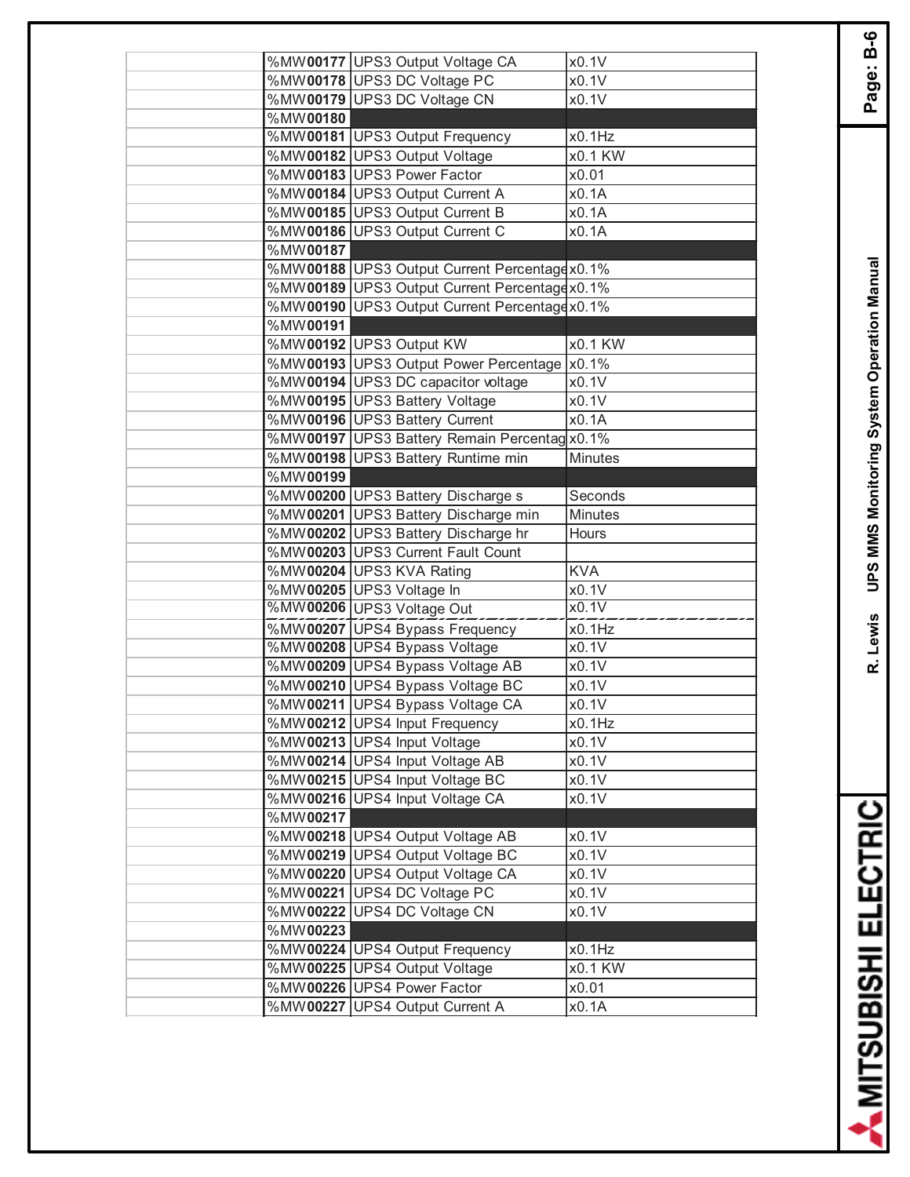| | | | |
|---|---|---|---|
| | %MW00177 | UPS3 Output Voltage CA | x0.1V |
| | %MW00178 | UPS3 DC Voltage PC | x0.1V |
| | %MW00179 | UPS3 DC Voltage CN | x0.1V |
| | %MW00180 | | |
| | %MW00181 | UPS3 Output Frequency | x0.1Hz |
| | %MW00182 | UPS3 Output Voltage | x0.1 KW |
| | %MW00183 | UPS3 Power Factor | x0.01 |
| | %MW00184 | UPS3 Output Current A | x0.1A |
| | %MW00185 | UPS3 Output Current B | x0.1A |
| | %MW00186 | UPS3 Output Current C | x0.1A |
| | %MW00187 | | |
| | %MW00188 | UPS3 Output Current Percentage | x0.1% |
| | %MW00189 | UPS3 Output Current Percentage | x0.1% |
| | %MW00190 | UPS3 Output Current Percentage | x0.1% |
| | %MW00191 | | |
| | %MW00192 | UPS3 Output KW | x0.1 KW |
| | %MW00193 | UPS3 Output Power Percentage | x0.1% |
| | %MW00194 | UPS3 DC capacitor voltage | x0.1V |
| | %MW00195 | UPS3 Battery Voltage | x0.1V |
| | %MW00196 | UPS3 Battery Current | x0.1A |
| | %MW00197 | UPS3 Battery Remain Percentag | x0.1% |
| | %MW00198 | UPS3 Battery Runtime min | Minutes |
| | %MW00199 | | |
| | %MW00200 | UPS3 Battery Discharge s | Seconds |
| | %MW00201 | UPS3 Battery Discharge min | Minutes |
| | %MW00202 | UPS3 Battery Discharge hr | Hours |
| | %MW00203 | UPS3 Current Fault Count | |
| | %MW00204 | UPS3 KVA Rating | KVA |
| | %MW00205 | UPS3 Voltage In | x0.1V |
| | %MW00206 | UPS3 Voltage Out | x0.1V |
| | %MW00207 | UPS4 Bypass Frequency | x0.1Hz |
| | %MW00208 | UPS4 Bypass Voltage | x0.1V |
| | %MW00209 | UPS4 Bypass Voltage AB | x0.1V |
| | %MW00210 | UPS4 Bypass Voltage BC | x0.1V |
| | %MW00211 | UPS4 Bypass Voltage CA | x0.1V |
| | %MW00212 | UPS4 Input Frequency | x0.1Hz |
| | %MW00213 | UPS4 Input Voltage | x0.1V |
| | %MW00214 | UPS4 Input Voltage AB | x0.1V |
| | %MW00215 | UPS4 Input Voltage BC | x0.1V |
| | %MW00216 | UPS4 Input Voltage CA | x0.1V |
| | %MW00217 | | |
| | %MW00218 | UPS4 Output Voltage AB | x0.1V |
| | %MW00219 | UPS4 Output Voltage BC | x0.1V |
| | %MW00220 | UPS4 Output Voltage CA | x0.1V |
| | %MW00221 | UPS4 DC Voltage PC | x0.1V |
| | %MW00222 | UPS4 DC Voltage CN | x0.1V |
| | %MW00223 | | |
| | %MW00224 | UPS4 Output Frequency | x0.1Hz |
| | %MW00225 | UPS4 Output Voltage | x0.1 KW |
| | %MW00226 | UPS4 Power Factor | x0.01 |
| | %MW00227 | UPS4 Output Current A | x0.1A |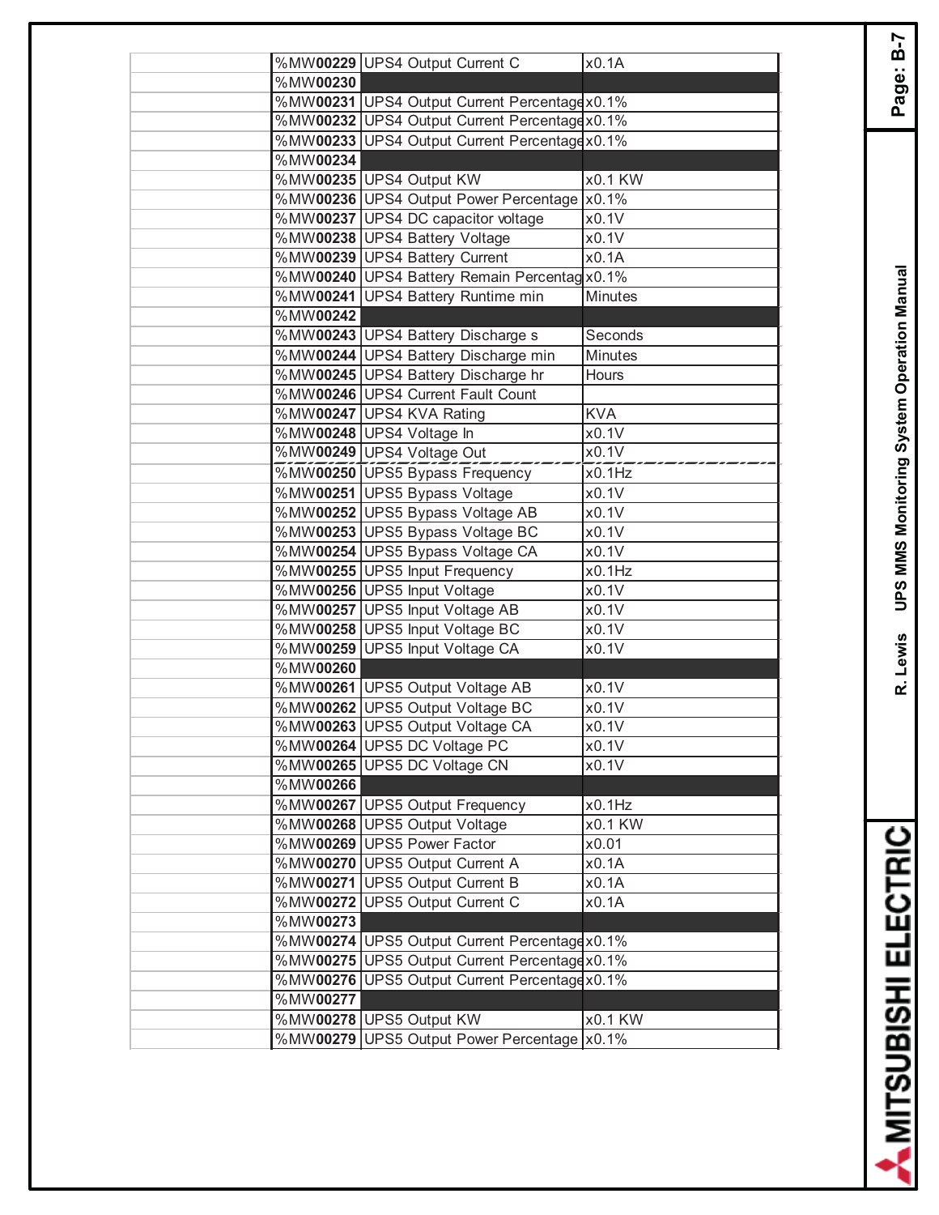| | | | |
|---|---|---|---|
| | %MW**00229** | UPS4 Output Current C | x0.1A |
| | %MW**00230** | | |
| | %MW**00231** | UPS4 Output Current Percentage | x0.1% |
| | %MW**00232** | UPS4 Output Current Percentage | x0.1% |
| | %MW**00233** | UPS4 Output Current Percentage | x0.1% |
| | %MW**00234** | | |
| | %MW**00235** | UPS4 Output KW | x0.1 KW |
| | %MW**00236** | UPS4 Output Power Percentage | x0.1% |
| | %MW**00237** | UPS4 DC capacitor voltage | x0.1V |
| | %MW**00238** | UPS4 Battery Voltage | x0.1V |
| | %MW**00239** | UPS4 Battery Current | x0.1A |
| | %MW**00240** | UPS4 Battery Remain Percentag | x0.1% |
| | %MW**00241** | UPS4 Battery Runtime min | Minutes |
| | %MW**00242** | | |
| | %MW**00243** | UPS4 Battery Discharge s | Seconds |
| | %MW**00244** | UPS4 Battery Discharge min | Minutes |
| | %MW**00245** | UPS4 Battery Discharge hr | Hours |
| | %MW**00246** | UPS4 Current Fault Count | |
| | %MW**00247** | UPS4 KVA Rating | KVA |
| | %MW**00248** | UPS4 Voltage In | x0.1V |
| | %MW**00249** | UPS4 Voltage Out | x0.1V |
| | %MW**00250** | UPS5 Bypass Frequency | x0.1Hz |
| | %MW**00251** | UPS5 Bypass Voltage | x0.1V |
| | %MW**00252** | UPS5 Bypass Voltage AB | x0.1V |
| | %MW**00253** | UPS5 Bypass Voltage BC | x0.1V |
| | %MW**00254** | UPS5 Bypass Voltage CA | x0.1V |
| | %MW**00255** | UPS5 Input Frequency | x0.1Hz |
| | %MW**00256** | UPS5 Input Voltage | x0.1V |
| | %MW**00257** | UPS5 Input Voltage AB | x0.1V |
| | %MW**00258** | UPS5 Input Voltage BC | x0.1V |
| | %MW**00259** | UPS5 Input Voltage CA | x0.1V |
| | %MW**00260** | | |
| | %MW**00261** | UPS5 Output Voltage AB | x0.1V |
| | %MW**00262** | UPS5 Output Voltage BC | x0.1V |
| | %MW**00263** | UPS5 Output Voltage CA | x0.1V |
| | %MW**00264** | UPS5 DC Voltage PC | x0.1V |
| | %MW**00265** | UPS5 DC Voltage CN | x0.1V |
| | %MW**00266** | | |
| | %MW**00267** | UPS5 Output Frequency | x0.1Hz |
| | %MW**00268** | UPS5 Output Voltage | x0.1 KW |
| | %MW**00269** | UPS5 Power Factor | x0.01 |
| | %MW**00270** | UPS5 Output Current A | x0.1A |
| | %MW**00271** | UPS5 Output Current B | x0.1A |
| | %MW**00272** | UPS5 Output Current C | x0.1A |
| | %MW**00273** | | |
| | %MW**00274** | UPS5 Output Current Percentage | x0.1% |
| | %MW**00275** | UPS5 Output Current Percentage | x0.1% |
| | %MW**00276** | UPS5 Output Current Percentage | x0.1% |
| | %MW**00277** | | |
| | %MW**00278** | UPS5 Output KW | x0.1 KW |
| | %MW**00279** | UPS5 Output Power Percentage | x0.1% |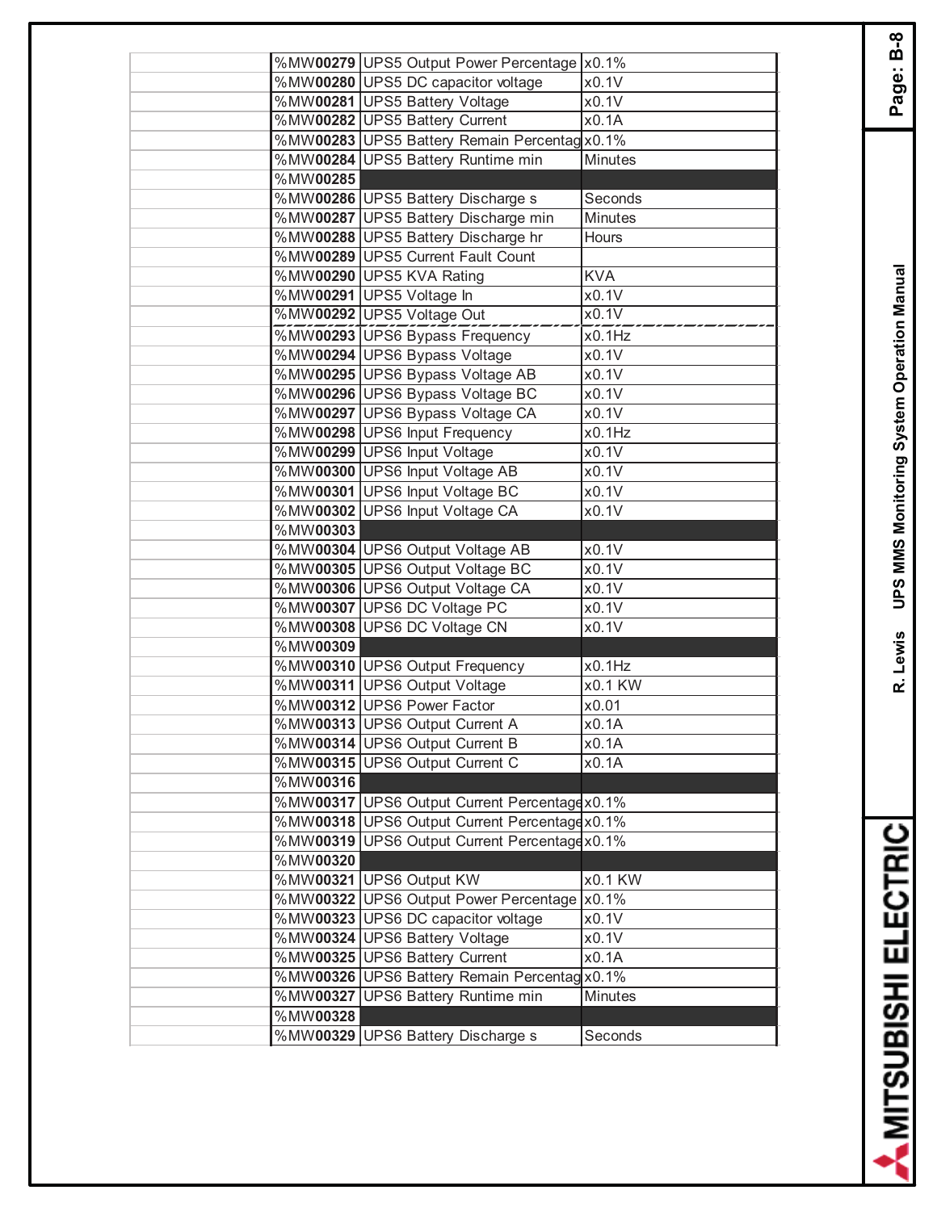| | | | |
|---|---|---|---|
| | %MW**00279** | UPS5 Output Power Percentage | x0.1% |
| | %MW**00280** | UPS5 DC capacitor voltage | x0.1V |
| | %MW**00281** | UPS5 Battery Voltage | x0.1V |
| | %MW**00282** | UPS5 Battery Current | x0.1A |
| | %MW**00283** | UPS5 Battery Remain Percentag | x0.1% |
| | %MW**00284** | UPS5 Battery Runtime min | Minutes |
| | %MW**00285** | | |
| | %MW**00286** | UPS5 Battery Discharge s | Seconds |
| | %MW**00287** | UPS5 Battery Discharge min | Minutes |
| | %MW**00288** | UPS5 Battery Discharge hr | Hours |
| | %MW**00289** | UPS5 Current Fault Count | |
| | %MW**00290** | UPS5 KVA Rating | KVA |
| | %MW**00291** | UPS5 Voltage In | x0.1V |
| | %MW**00292** | UPS5 Voltage Out | x0.1V |
| | %MW**00293** | UPS6 Bypass Frequency | x0.1Hz |
| | %MW**00294** | UPS6 Bypass Voltage | x0.1V |
| | %MW**00295** | UPS6 Bypass Voltage AB | x0.1V |
| | %MW**00296** | UPS6 Bypass Voltage BC | x0.1V |
| | %MW**00297** | UPS6 Bypass Voltage CA | x0.1V |
| | %MW**00298** | UPS6 Input Frequency | x0.1Hz |
| | %MW**00299** | UPS6 Input Voltage | x0.1V |
| | %MW**00300** | UPS6 Input Voltage AB | x0.1V |
| | %MW**00301** | UPS6 Input Voltage BC | x0.1V |
| | %MW**00302** | UPS6 Input Voltage CA | x0.1V |
| | %MW**00303** | | |
| | %MW**00304** | UPS6 Output Voltage AB | x0.1V |
| | %MW**00305** | UPS6 Output Voltage BC | x0.1V |
| | %MW**00306** | UPS6 Output Voltage CA | x0.1V |
| | %MW**00307** | UPS6 DC Voltage PC | x0.1V |
| | %MW**00308** | UPS6 DC Voltage CN | x0.1V |
| | %MW**00309** | | |
| | %MW**00310** | UPS6 Output Frequency | x0.1Hz |
| | %MW**00311** | UPS6 Output Voltage | x0.1 KW |
| | %MW**00312** | UPS6 Power Factor | x0.01 |
| | %MW**00313** | UPS6 Output Current A | x0.1A |
| | %MW**00314** | UPS6 Output Current B | x0.1A |
| | %MW**00315** | UPS6 Output Current C | x0.1A |
| | %MW**00316** | | |
| | %MW**00317** | UPS6 Output Current Percentage | x0.1% |
| | %MW**00318** | UPS6 Output Current Percentage | x0.1% |
| | %MW**00319** | UPS6 Output Current Percentage | x0.1% |
| | %MW**00320** | | |
| | %MW**00321** | UPS6 Output KW | x0.1 KW |
| | %MW**00322** | UPS6 Output Power Percentage | x0.1% |
| | %MW**00323** | UPS6 DC capacitor voltage | x0.1V |
| | %MW**00324** | UPS6 Battery Voltage | x0.1V |
| | %MW**00325** | UPS6 Battery Current | x0.1A |
| | %MW**00326** | UPS6 Battery Remain Percentag | x0.1% |
| | %MW**00327** | UPS6 Battery Runtime min | Minutes |
| | %MW**00328** | | |
| | %MW**00329** | UPS6 Battery Discharge s | Seconds |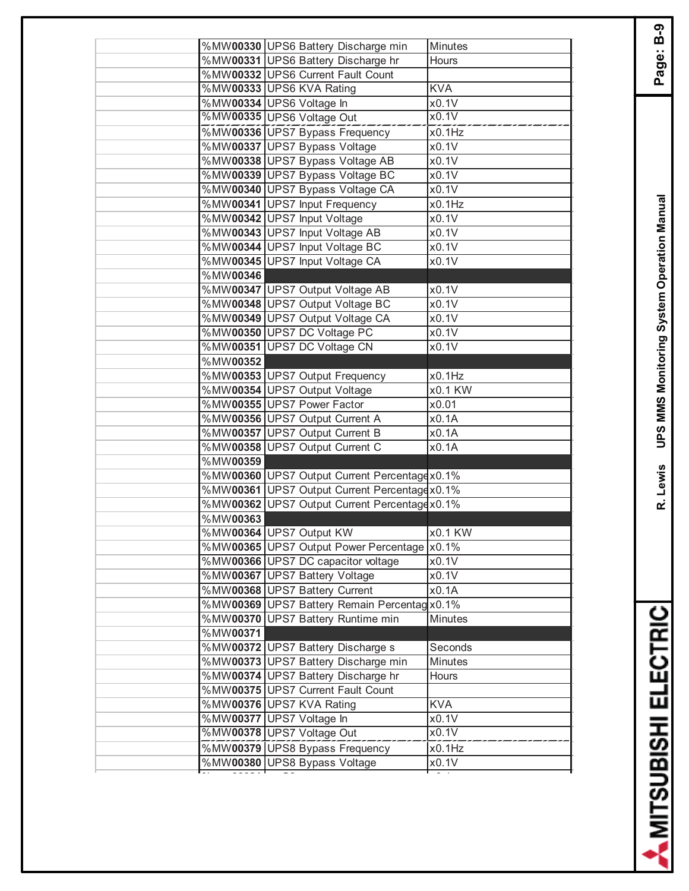| | Register | Description | Units |
|---|---|---|---|
| | %MW**00330** | UPS6 Battery Discharge min | Minutes |
| | %MW**00331** | UPS6 Battery Discharge hr | Hours |
| | %MW**00332** | UPS6 Current Fault Count | |
| | %MW**00333** | UPS6 KVA Rating | KVA |
| | %MW**00334** | UPS6 Voltage In | x0.1V |
| | %MW**00335** | UPS6 Voltage Out | x0.1V |
| | %MW**00336** | UPS7 Bypass Frequency | x0.1Hz |
| | %MW**00337** | UPS7 Bypass Voltage | x0.1V |
| | %MW**00338** | UPS7 Bypass Voltage AB | x0.1V |
| | %MW**00339** | UPS7 Bypass Voltage BC | x0.1V |
| | %MW**00340** | UPS7 Bypass Voltage CA | x0.1V |
| | %MW**00341** | UPS7 Input Frequency | x0.1Hz |
| | %MW**00342** | UPS7 Input Voltage | x0.1V |
| | %MW**00343** | UPS7 Input Voltage AB | x0.1V |
| | %MW**00344** | UPS7 Input Voltage BC | x0.1V |
| | %MW**00345** | UPS7 Input Voltage CA | x0.1V |
| | %MW**00346** | | |
| | %MW**00347** | UPS7 Output Voltage AB | x0.1V |
| | %MW**00348** | UPS7 Output Voltage BC | x0.1V |
| | %MW**00349** | UPS7 Output Voltage CA | x0.1V |
| | %MW**00350** | UPS7 DC Voltage PC | x0.1V |
| | %MW**00351** | UPS7 DC Voltage CN | x0.1V |
| | %MW**00352** | | |
| | %MW**00353** | UPS7 Output Frequency | x0.1Hz |
| | %MW**00354** | UPS7 Output Voltage | x0.1 KW |
| | %MW**00355** | UPS7 Power Factor | x0.01 |
| | %MW**00356** | UPS7 Output Current A | x0.1A |
| | %MW**00357** | UPS7 Output Current B | x0.1A |
| | %MW**00358** | UPS7 Output Current C | x0.1A |
| | %MW**00359** | | |
| | %MW**00360** | UPS7 Output Current Percentage | x0.1% |
| | %MW**00361** | UPS7 Output Current Percentage | x0.1% |
| | %MW**00362** | UPS7 Output Current Percentage | x0.1% |
| | %MW**00363** | | |
| | %MW**00364** | UPS7 Output KW | x0.1 KW |
| | %MW**00365** | UPS7 Output Power Percentage | x0.1% |
| | %MW**00366** | UPS7 DC capacitor voltage | x0.1V |
| | %MW**00367** | UPS7 Battery Voltage | x0.1V |
| | %MW**00368** | UPS7 Battery Current | x0.1A |
| | %MW**00369** | UPS7 Battery Remain Percentag | x0.1% |
| | %MW**00370** | UPS7 Battery Runtime min | Minutes |
| | %MW**00371** | | |
| | %MW**00372** | UPS7 Battery Discharge s | Seconds |
| | %MW**00373** | UPS7 Battery Discharge min | Minutes |
| | %MW**00374** | UPS7 Battery Discharge hr | Hours |
| | %MW**00375** | UPS7 Current Fault Count | |
| | %MW**00376** | UPS7 KVA Rating | KVA |
| | %MW**00377** | UPS7 Voltage In | x0.1V |
| | %MW**00378** | UPS7 Voltage Out | x0.1V |
| | %MW**00379** | UPS8 Bypass Frequency | x0.1Hz |
| | %MW**00380** | UPS8 Bypass Voltage | x0.1V |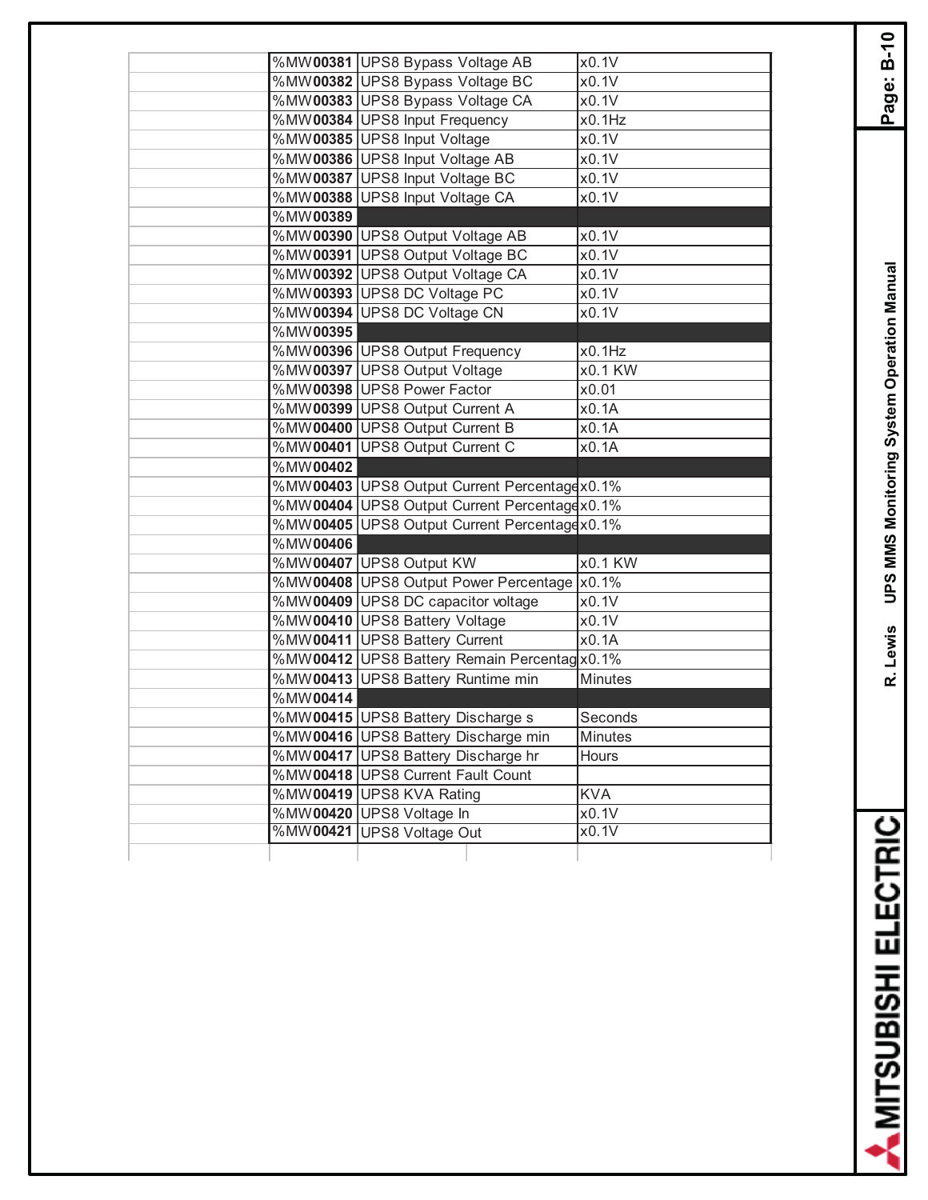| | | | |
|---|---|---|---|
| | %MW00381 | UPS8 Bypass Voltage AB | x0.1V |
| | %MW00382 | UPS8 Bypass Voltage BC | x0.1V |
| | %MW00383 | UPS8 Bypass Voltage CA | x0.1V |
| | %MW00384 | UPS8 Input Frequency | x0.1Hz |
| | %MW00385 | UPS8 Input Voltage | x0.1V |
| | %MW00386 | UPS8 Input Voltage AB | x0.1V |
| | %MW00387 | UPS8 Input Voltage BC | x0.1V |
| | %MW00388 | UPS8 Input Voltage CA | x0.1V |
| | %MW00389 | | |
| | %MW00390 | UPS8 Output Voltage AB | x0.1V |
| | %MW00391 | UPS8 Output Voltage BC | x0.1V |
| | %MW00392 | UPS8 Output Voltage CA | x0.1V |
| | %MW00393 | UPS8 DC Voltage PC | x0.1V |
| | %MW00394 | UPS8 DC Voltage CN | x0.1V |
| | %MW00395 | | |
| | %MW00396 | UPS8 Output Frequency | x0.1Hz |
| | %MW00397 | UPS8 Output Voltage | x0.1 KW |
| | %MW00398 | UPS8 Power Factor | x0.01 |
| | %MW00399 | UPS8 Output Current A | x0.1A |
| | %MW00400 | UPS8 Output Current B | x0.1A |
| | %MW00401 | UPS8 Output Current C | x0.1A |
| | %MW00402 | | |
| | %MW00403 | UPS8 Output Current Percentage | x0.1% |
| | %MW00404 | UPS8 Output Current Percentage | x0.1% |
| | %MW00405 | UPS8 Output Current Percentage | x0.1% |
| | %MW00406 | | |
| | %MW00407 | UPS8 Output KW | x0.1 KW |
| | %MW00408 | UPS8 Output Power Percentage | x0.1% |
| | %MW00409 | UPS8 DC capacitor voltage | x0.1V |
| | %MW00410 | UPS8 Battery Voltage | x0.1V |
| | %MW00411 | UPS8 Battery Current | x0.1A |
| | %MW00412 | UPS8 Battery Remain Percentag | x0.1% |
| | %MW00413 | UPS8 Battery Runtime min | Minutes |
| | %MW00414 | | |
| | %MW00415 | UPS8 Battery Discharge s | Seconds |
| | %MW00416 | UPS8 Battery Discharge min | Minutes |
| | %MW00417 | UPS8 Battery Discharge hr | Hours |
| | %MW00418 | UPS8 Current Fault Count | |
| | %MW00419 | UPS8 KVA Rating | KVA |
| | %MW00420 | UPS8 Voltage In | x0.1V |
| | %MW00421 | UPS8 Voltage Out | x0.1V |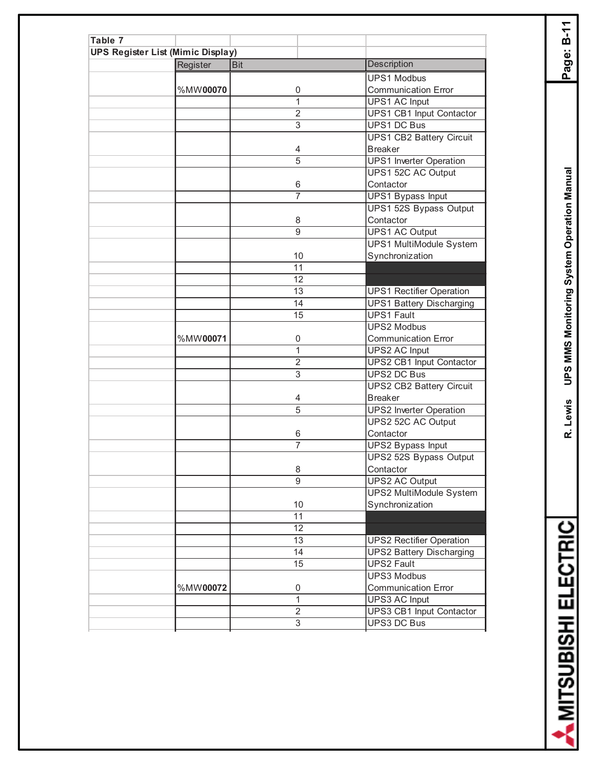**Table 7**

**UPS Register List (Mimic Display)**

| Register | Bit | Description |
|---|---|---|
| %MW**00070** | 0 | UPS1 Modbus Communication Error |
| | 1 | UPS1 AC Input |
| | 2 | UPS1 CB1 Input Contactor |
| | 3 | UPS1 DC Bus |
| | 4 | UPS1 CB2 Battery Circuit Breaker |
| | 5 | UPS1 Inverter Operation |
| | 6 | UPS1 52C AC Output Contactor |
| | 7 | UPS1 Bypass Input |
| | 8 | UPS1 52S Bypass Output Contactor |
| | 9 | UPS1 AC Output |
| | 10 | UPS1 MultiModule System Synchronization |
| | 11 | |
| | 12 | |
| | 13 | UPS1 Rectifier Operation |
| | 14 | UPS1 Battery Discharging |
| | 15 | UPS1 Fault |
| %MW**00071** | 0 | UPS2 Modbus Communication Error |
| | 1 | UPS2 AC Input |
| | 2 | UPS2 CB1 Input Contactor |
| | 3 | UPS2 DC Bus |
| | 4 | UPS2 CB2 Battery Circuit Breaker |
| | 5 | UPS2 Inverter Operation |
| | 6 | UPS2 52C AC Output Contactor |
| | 7 | UPS2 Bypass Input |
| | 8 | UPS2 52S Bypass Output Contactor |
| | 9 | UPS2 AC Output |
| | 10 | UPS2 MultiModule System Synchronization |
| | 11 | |
| | 12 | |
| | 13 | UPS2 Rectifier Operation |
| | 14 | UPS2 Battery Discharging |
| | 15 | UPS2 Fault |
| %MW**00072** | 0 | UPS3 Modbus Communication Error |
| | 1 | UPS3 AC Input |
| | 2 | UPS3 CB1 Input Contactor |
| | 3 | UPS3 DC Bus |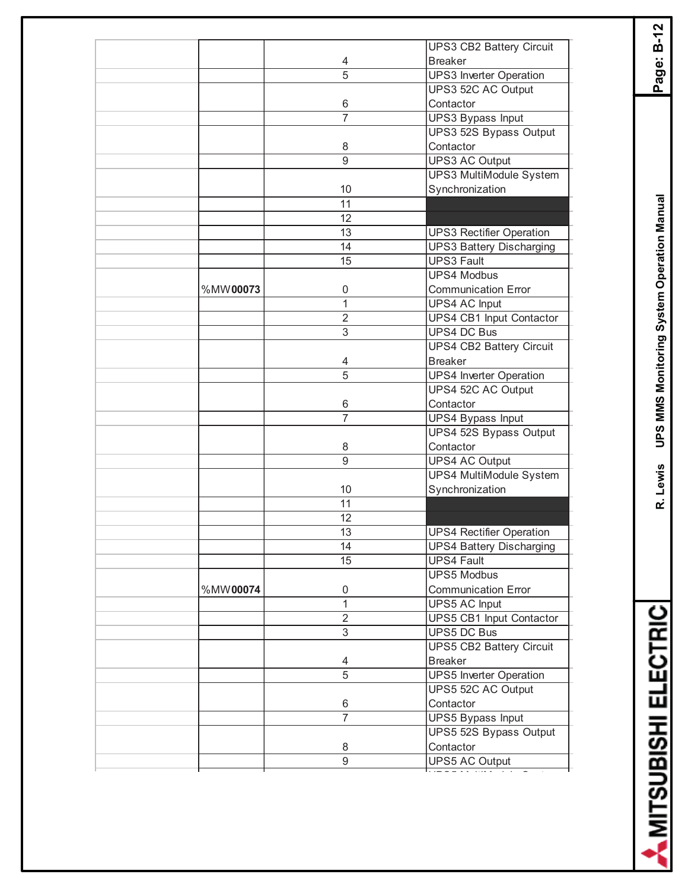| | | | |
|---|---|---|---|
| | | 4 | UPS3 CB2 Battery Circuit Breaker |
| | | 5 | UPS3 Inverter Operation |
| | | 6 | UPS3 52C AC Output Contactor |
| | | 7 | UPS3 Bypass Input |
| | | 8 | UPS3 52S Bypass Output Contactor |
| | | 9 | UPS3 AC Output |
| | | 10 | UPS3 MultiModule System Synchronization |
| | | 11 | |
| | | 12 | |
| | | 13 | UPS3 Rectifier Operation |
| | | 14 | UPS3 Battery Discharging |
| | | 15 | UPS3 Fault |
| | %MW**00073** | 0 | UPS4 Modbus Communication Error |
| | | 1 | UPS4 AC Input |
| | | 2 | UPS4 CB1 Input Contactor |
| | | 3 | UPS4 DC Bus |
| | | 4 | UPS4 CB2 Battery Circuit Breaker |
| | | 5 | UPS4 Inverter Operation |
| | | 6 | UPS4 52C AC Output Contactor |
| | | 7 | UPS4 Bypass Input |
| | | 8 | UPS4 52S Bypass Output Contactor |
| | | 9 | UPS4 AC Output |
| | | 10 | UPS4 MultiModule System Synchronization |
| | | 11 | |
| | | 12 | |
| | | 13 | UPS4 Rectifier Operation |
| | | 14 | UPS4 Battery Discharging |
| | | 15 | UPS4 Fault |
| | %MW**00074** | 0 | UPS5 Modbus Communication Error |
| | | 1 | UPS5 AC Input |
| | | 2 | UPS5 CB1 Input Contactor |
| | | 3 | UPS5 DC Bus |
| | | 4 | UPS5 CB2 Battery Circuit Breaker |
| | | 5 | UPS5 Inverter Operation |
| | | 6 | UPS5 52C AC Output Contactor |
| | | 7 | UPS5 Bypass Input |
| | | 8 | UPS5 52S Bypass Output Contactor |
| | | 9 | UPS5 AC Output |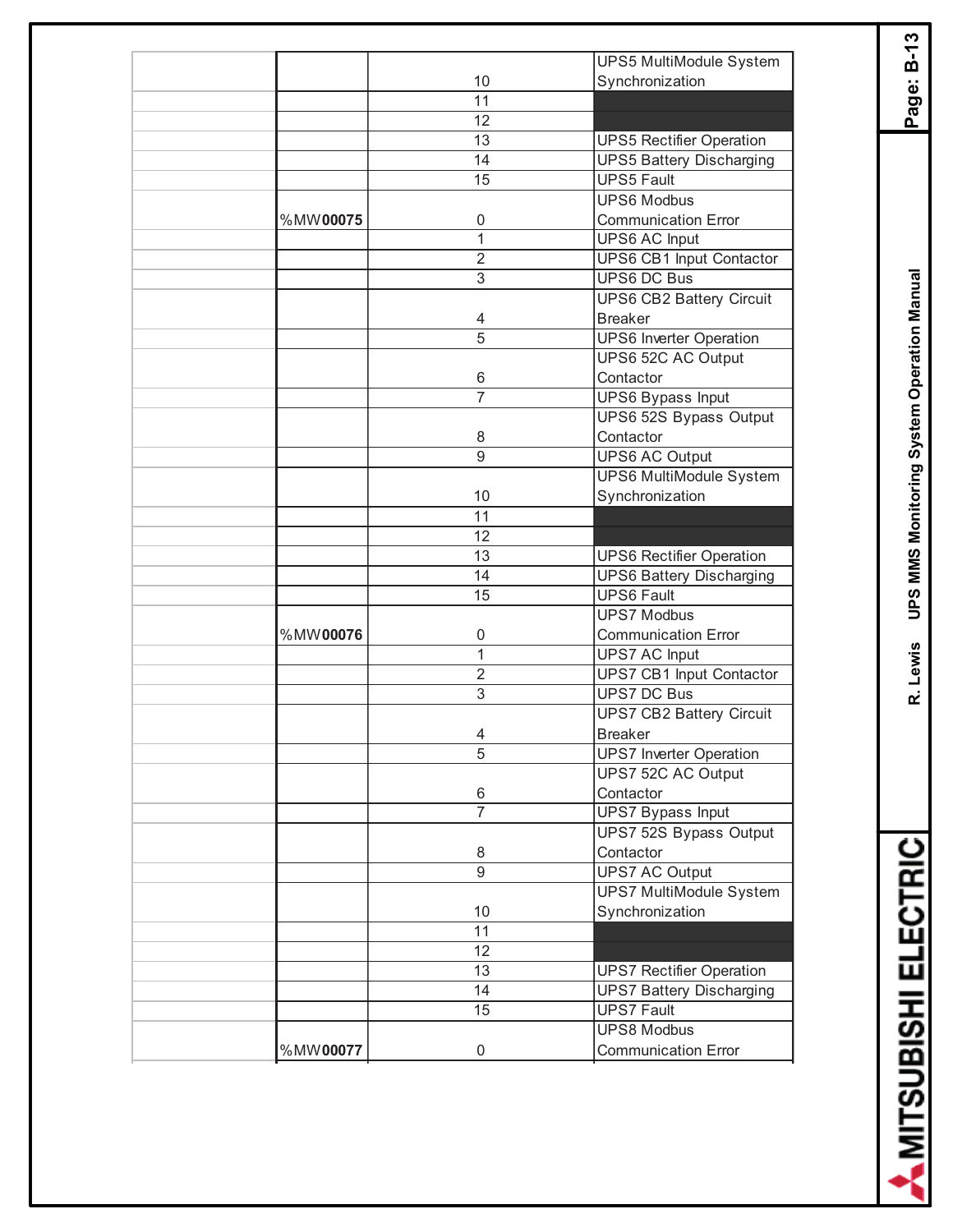| | | | |
|---|---|---|---|
| | | 10 | UPS5 MultiModule System Synchronization |
| | | 11 | |
| | | 12 | |
| | | 13 | UPS5 Rectifier Operation |
| | | 14 | UPS5 Battery Discharging |
| | | 15 | UPS5 Fault |
| | %MW**00075** | 0 | UPS6 Modbus Communication Error |
| | | 1 | UPS6 AC Input |
| | | 2 | UPS6 CB1 Input Contactor |
| | | 3 | UPS6 DC Bus |
| | | 4 | UPS6 CB2 Battery Circuit Breaker |
| | | 5 | UPS6 Inverter Operation |
| | | 6 | UPS6 52C AC Output Contactor |
| | | 7 | UPS6 Bypass Input |
| | | 8 | UPS6 52S Bypass Output Contactor |
| | | 9 | UPS6 AC Output |
| | | 10 | UPS6 MultiModule System Synchronization |
| | | 11 | |
| | | 12 | |
| | | 13 | UPS6 Rectifier Operation |
| | | 14 | UPS6 Battery Discharging |
| | | 15 | UPS6 Fault |
| | %MW**00076** | 0 | UPS7 Modbus Communication Error |
| | | 1 | UPS7 AC Input |
| | | 2 | UPS7 CB1 Input Contactor |
| | | 3 | UPS7 DC Bus |
| | | 4 | UPS7 CB2 Battery Circuit Breaker |
| | | 5 | UPS7 Inverter Operation |
| | | 6 | UPS7 52C AC Output Contactor |
| | | 7 | UPS7 Bypass Input |
| | | 8 | UPS7 52S Bypass Output Contactor |
| | | 9 | UPS7 AC Output |
| | | 10 | UPS7 MultiModule System Synchronization |
| | | 11 | |
| | | 12 | |
| | | 13 | UPS7 Rectifier Operation |
| | | 14 | UPS7 Battery Discharging |
| | | 15 | UPS7 Fault |
| | %MW**00077** | 0 | UPS8 Modbus Communication Error |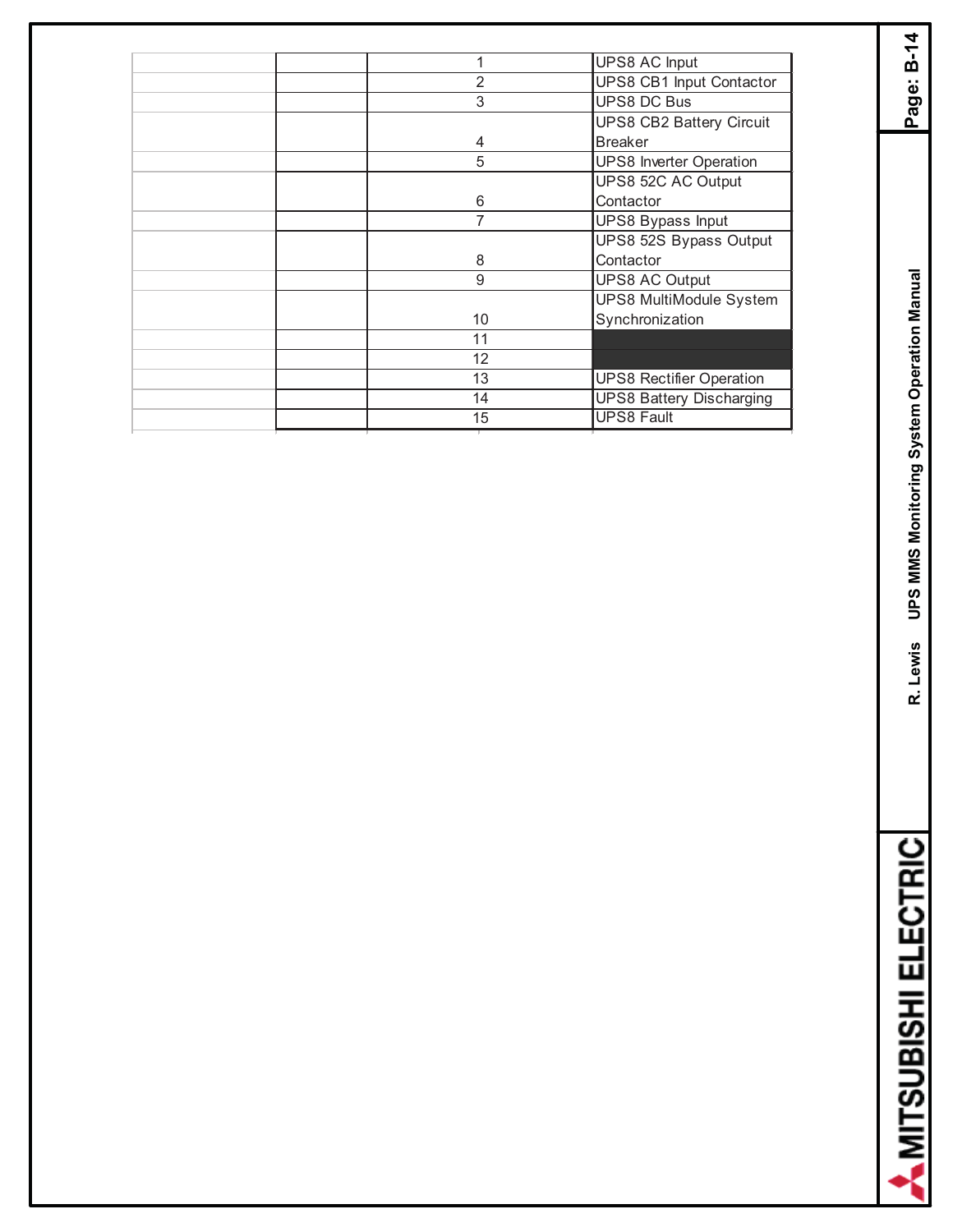| | | | |
|---|---|---|---|
| | | 1 | UPS8 AC Input |
| | | 2 | UPS8 CB1 Input Contactor |
| | | 3 | UPS8 DC Bus |
| | | 4 | UPS8 CB2 Battery Circuit Breaker |
| | | 5 | UPS8 Inverter Operation |
| | | 6 | UPS8 52C AC Output Contactor |
| | | 7 | UPS8 Bypass Input |
| | | 8 | UPS8 52S Bypass Output Contactor |
| | | 9 | UPS8 AC Output |
| | | 10 | UPS8 MultiModule System Synchronization |
| | | 11 | |
| | | 12 | |
| | | 13 | UPS8 Rectifier Operation |
| | | 14 | UPS8 Battery Discharging |
| | | 15 | UPS8 Fault |